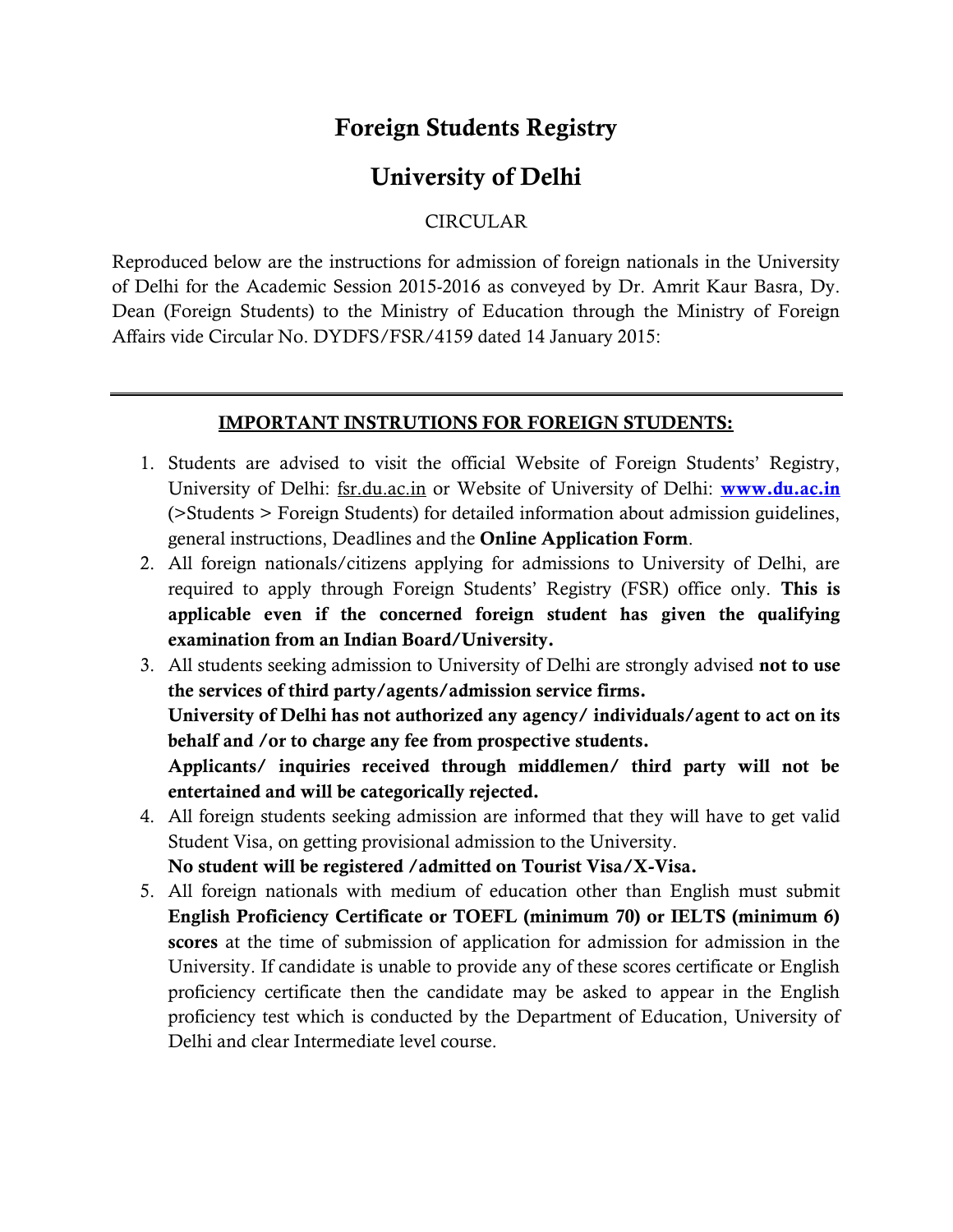# Foreign Students Registry

# University of Delhi

CIRCULAR

Reproduced below are the instructions for admission of foreign nationals in the University of Delhi for the Academic Session 2015-2016 as conveyed by Dr. Amrit Kaur Basra, Dy. Dean (Foreign Students) to the Ministry of Education through the Ministry of Foreign Affairs vide Circular No. DYDFS/FSR/4159 dated 14 January 2015:

---

**IMPORTANT INSTRUTIONS FOR FOREIGN STUDENTS:**

1. Students are advised to visit the official Website of Foreign Students' Registry, University of Delhi: fsr.du.ac.in or Website of University of Delhi: **www.du.ac.in** (>Students > Foreign Students) for detailed information about admission guidelines, general instructions, Deadlines and the **Online Application Form**.
2. All foreign nationals/citizens applying for admissions to University of Delhi, are required to apply through Foreign Students' Registry (FSR) office only. **This is applicable even if the concerned foreign student has given the qualifying examination from an Indian Board/University.**
3. All students seeking admission to University of Delhi are strongly advised **not to use the services of third party/agents/admission service firms.**
   **University of Delhi has not authorized any agency/ individuals/agent to act on its behalf and /or to charge any fee from prospective students.**
   **Applicants/ inquiries received through middlemen/ third party will not be entertained and will be categorically rejected.**
4. All foreign students seeking admission are informed that they will have to get valid Student Visa, on getting provisional admission to the University.
   **No student will be registered /admitted on Tourist Visa/X-Visa.**
5. All foreign nationals with medium of education other than English must submit **English Proficiency Certificate or TOEFL (minimum 70) or IELTS (minimum 6) scores** at the time of submission of application for admission for admission in the University. If candidate is unable to provide any of these scores certificate or English proficiency certificate then the candidate may be asked to appear in the English proficiency test which is conducted by the Department of Education, University of Delhi and clear Intermediate level course.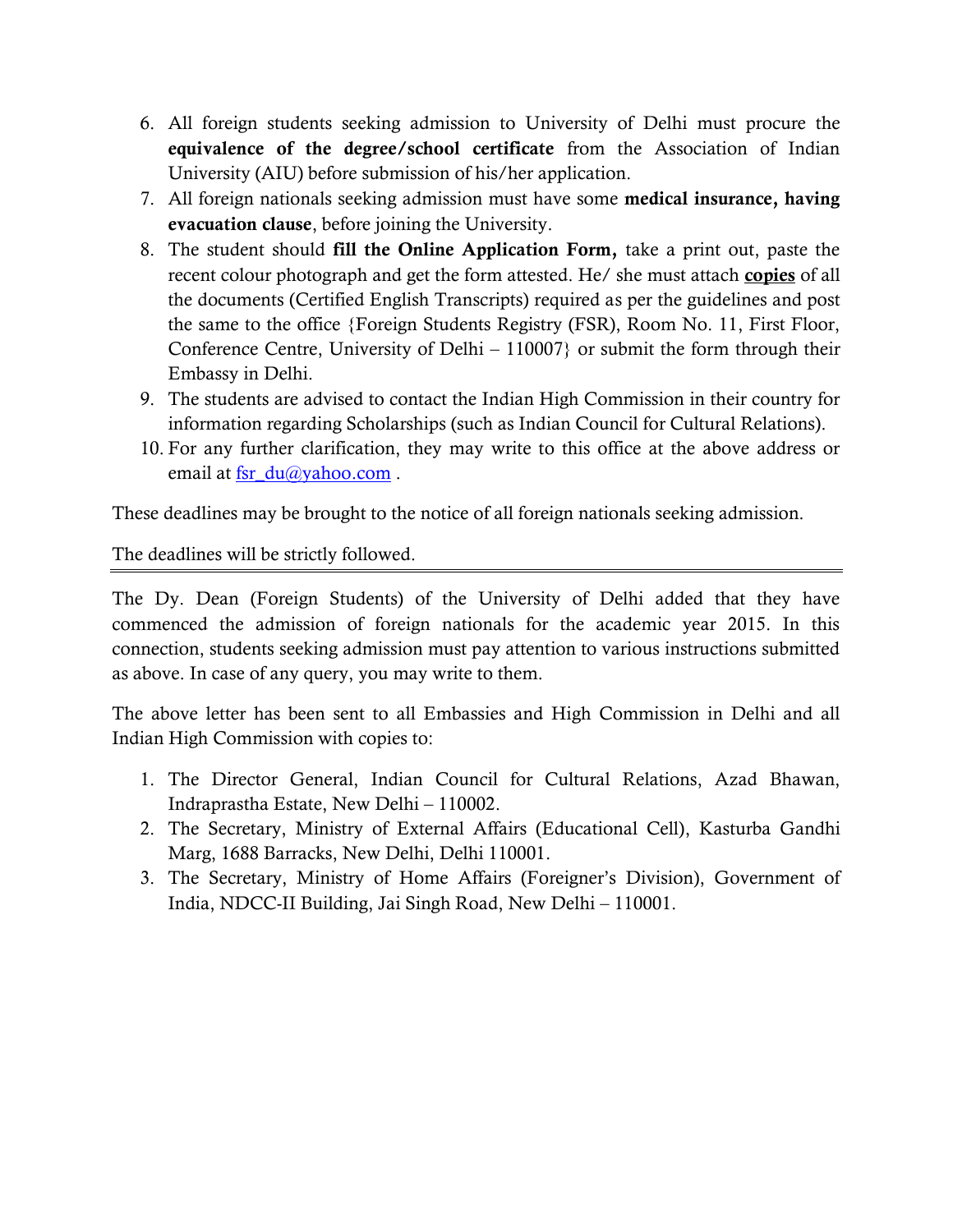6. All foreign students seeking admission to University of Delhi must procure the **equivalence of the degree/school certificate** from the Association of Indian University (AIU) before submission of his/her application.
7. All foreign nationals seeking admission must have some **medical insurance, having evacuation clause**, before joining the University.
8. The student should **fill the Online Application Form,** take a print out, paste the recent colour photograph and get the form attested. He/ she must attach **copies** of all the documents (Certified English Transcripts) required as per the guidelines and post the same to the office {Foreign Students Registry (FSR), Room No. 11, First Floor, Conference Centre, University of Delhi – 110007} or submit the form through their Embassy in Delhi.
9. The students are advised to contact the Indian High Commission in their country for information regarding Scholarships (such as Indian Council for Cultural Relations).
10. For any further clarification, they may write to this office at the above address or email at fsr_du@yahoo.com .

These deadlines may be brought to the notice of all foreign nationals seeking admission.

The deadlines will be strictly followed.

---

The Dy. Dean (Foreign Students) of the University of Delhi added that they have commenced the admission of foreign nationals for the academic year 2015. In this connection, students seeking admission must pay attention to various instructions submitted as above. In case of any query, you may write to them.

The above letter has been sent to all Embassies and High Commission in Delhi and all Indian High Commission with copies to:

1. The Director General, Indian Council for Cultural Relations, Azad Bhawan, Indraprastha Estate, New Delhi – 110002.
2. The Secretary, Ministry of External Affairs (Educational Cell), Kasturba Gandhi Marg, 1688 Barracks, New Delhi, Delhi 110001.
3. The Secretary, Ministry of Home Affairs (Foreigner's Division), Government of India, NDCC-II Building, Jai Singh Road, New Delhi – 110001.